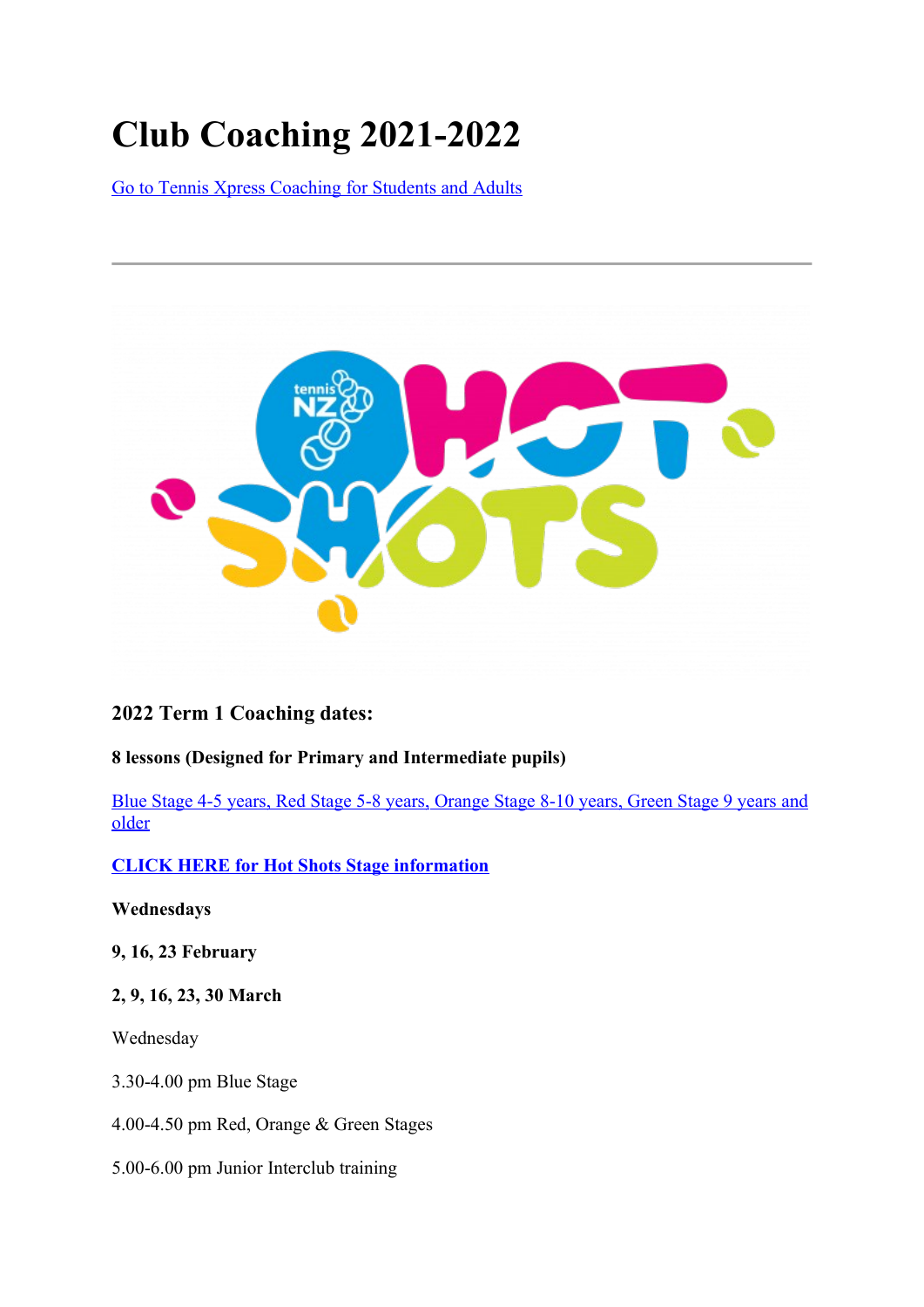# Club Coaching 2021-2022

Go to Tennis Xpress Coaching for Students and Adults

---

### 2022 Term 1 Coaching dates:

**8 lessons (Designed for Primary and Intermediate pupils)**

Blue Stage 4-5 years, Red Stage 5-8 years, Orange Stage 8-10 years, Green Stage 9 years and older

**CLICK HERE for Hot Shots Stage information**

**Wednesdays**

**9, 16, 23 February**

**2, 9, 16, 23, 30 March**

Wednesday

3.30-4.00 pm Blue Stage

4.00-4.50 pm Red, Orange & Green Stages

5.00-6.00 pm Junior Interclub training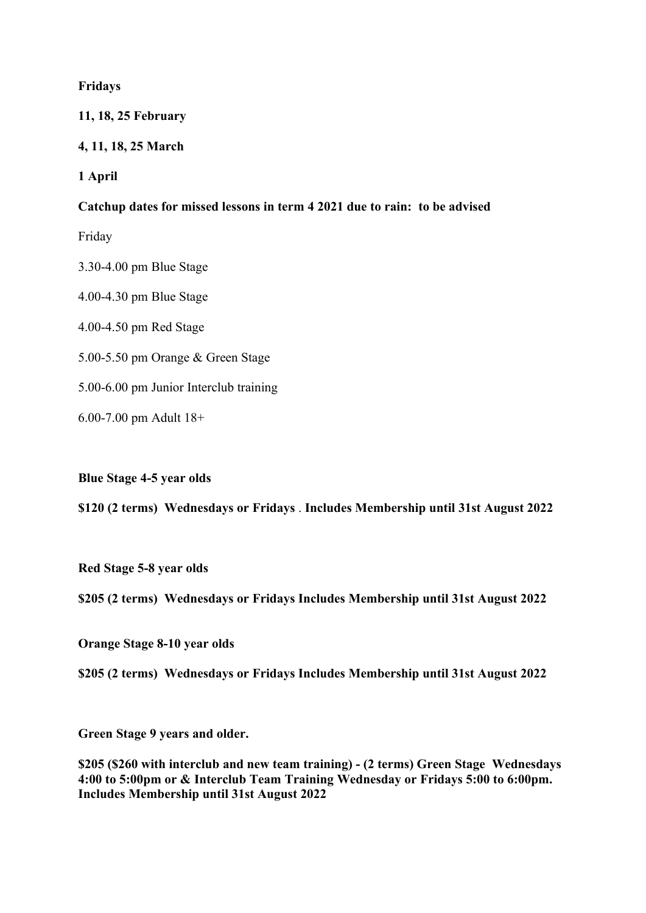**Fridays**

**11, 18, 25 February**

**4, 11, 18, 25 March**

**1 April**

**Catchup dates for missed lessons in term 4 2021 due to rain: to be advised**

Friday

3.30-4.00 pm Blue Stage

4.00-4.30 pm Blue Stage

4.00-4.50 pm Red Stage

5.00-5.50 pm Orange & Green Stage

5.00-6.00 pm Junior Interclub training

6.00-7.00 pm Adult 18+

**Blue Stage 4-5 year olds**

**$120 (2 terms) Wednesdays or Fridays** . **Includes Membership until 31st August 2022**

**Red Stage 5-8 year olds**

**$205 (2 terms) Wednesdays or Fridays Includes Membership until 31st August 2022**

**Orange Stage 8-10 year olds**

**$205 (2 terms) Wednesdays or Fridays Includes Membership until 31st August 2022**

**Green Stage 9 years and older.**

**$205 ($260 with interclub and new team training) - (2 terms) Green Stage Wednesdays 4:00 to 5:00pm or & Interclub Team Training Wednesday or Fridays 5:00 to 6:00pm. Includes Membership until 31st August 2022**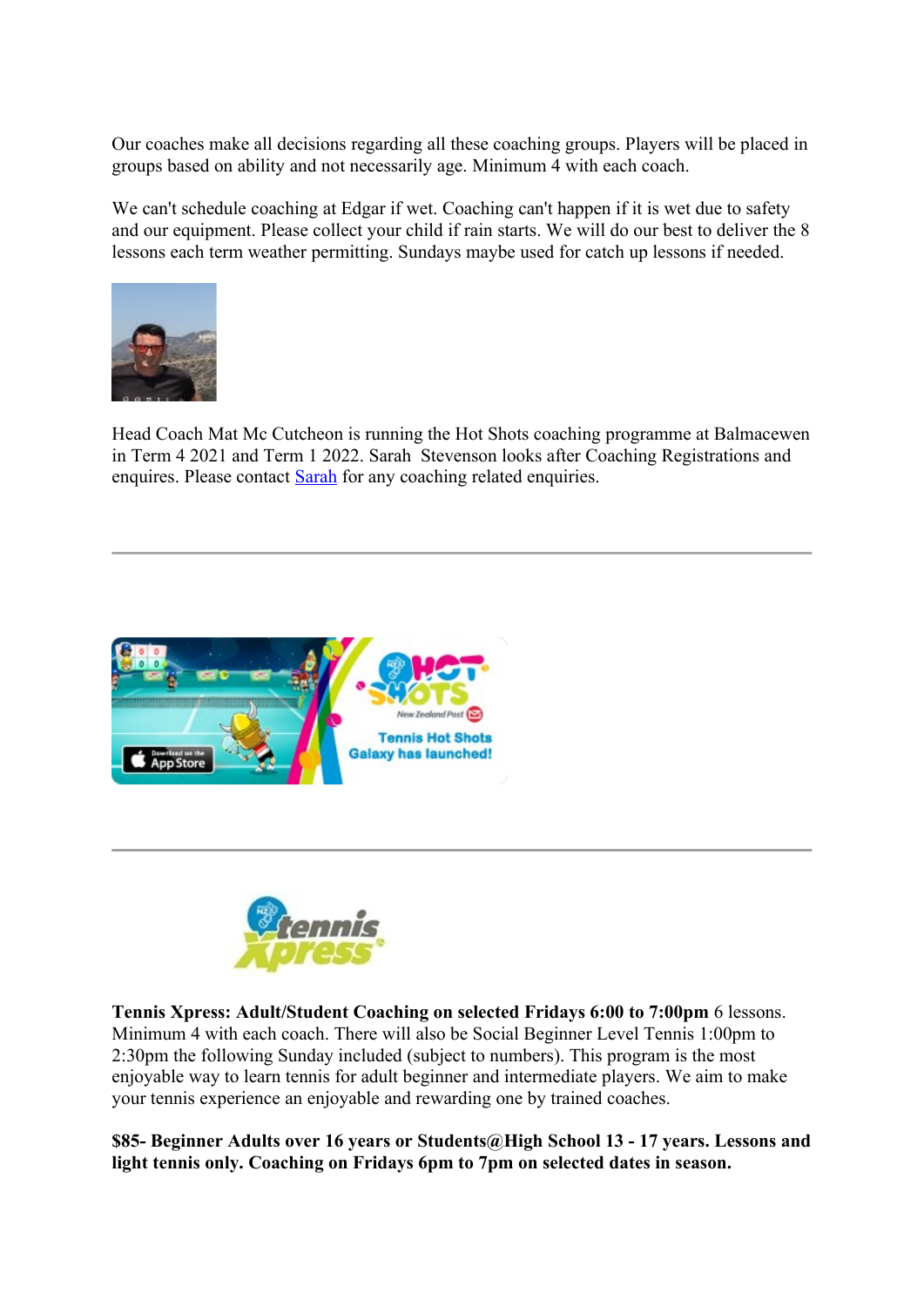Our coaches make all decisions regarding all these coaching groups. Players will be placed in groups based on ability and not necessarily age. Minimum 4 with each coach.

We can't schedule coaching at Edgar if wet. Coaching can't happen if it is wet due to safety and our equipment. Please collect your child if rain starts. We will do our best to deliver the 8 lessons each term weather permitting. Sundays maybe used for catch up lessons if needed.

Head Coach Mat Mc Cutcheon is running the Hot Shots coaching programme at Balmacewen in Term 4 2021 and Term 1 2022. Sarah Stevenson looks after Coaching Registrations and enquires. Please contact [Sarah] for any coaching related enquiries.

---

---

**Tennis Xpress: Adult/Student Coaching on selected Fridays 6:00 to 7:00pm** 6 lessons. Minimum 4 with each coach. There will also be Social Beginner Level Tennis 1:00pm to 2:30pm the following Sunday included (subject to numbers). This program is the most enjoyable way to learn tennis for adult beginner and intermediate players. We aim to make your tennis experience an enjoyable and rewarding one by trained coaches.

**$85- Beginner Adults over 16 years or Students@High School 13 - 17 years. Lessons and light tennis only. Coaching on Fridays 6pm to 7pm on selected dates in season.**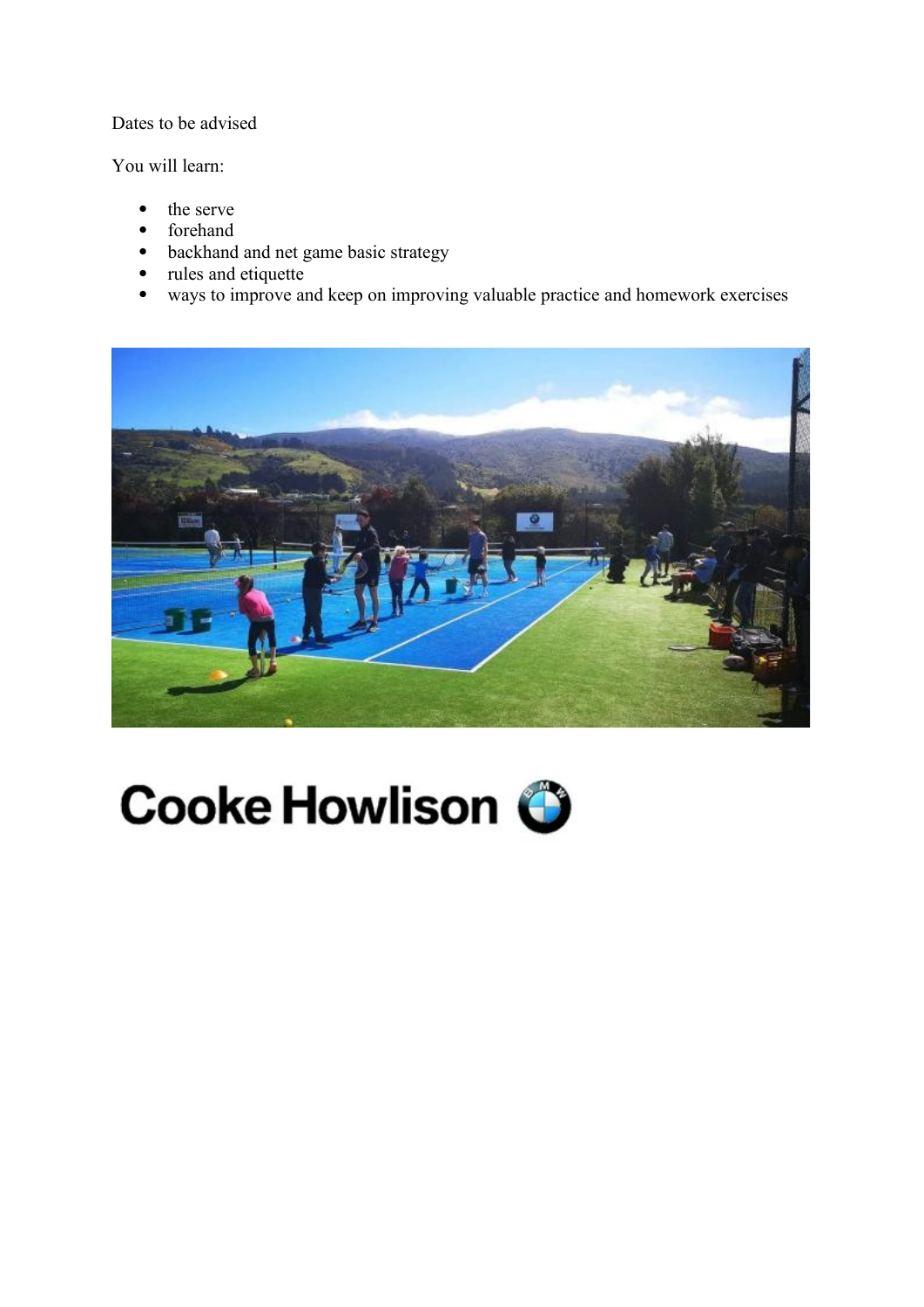Dates to be advised

You will learn:

- the serve
- forehand
- backhand and net game basic strategy
- rules and etiquette
- ways to improve and keep on improving valuable practice and homework exercises